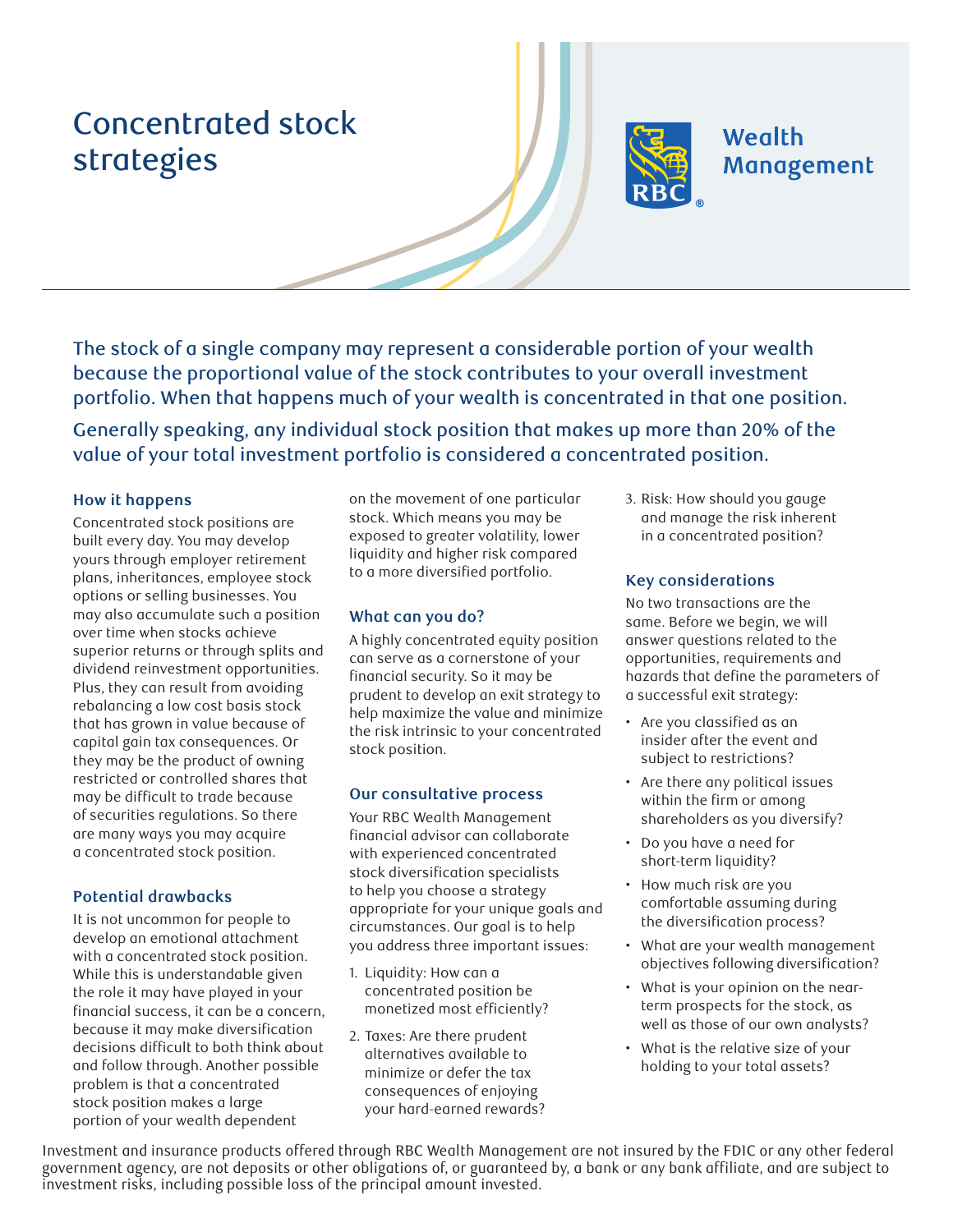# Concentrated stock strategies

Wealth Management

The stock of a single company may represent a considerable portion of your wealth because the proportional value of the stock contributes to your overall investment portfolio. When that happens much of your wealth is concentrated in that one position.

Generally speaking, any individual stock position that makes up more than 20% of the value of your total investment portfolio is considered a concentrated position.

### How it happens

Concentrated stock positions are built every day. You may develop yours through employer retirement plans, inheritances, employee stock options or selling businesses. You may also accumulate such a position over time when stocks achieve superior returns or through splits and dividend reinvestment opportunities. Plus, they can result from avoiding rebalancing a low cost basis stock that has grown in value because of capital gain tax consequences. Or they may be the product of owning restricted or controlled shares that may be difficult to trade because of securities regulations. So there are many ways you may acquire a concentrated stock position.

### Potential drawbacks

It is not uncommon for people to develop an emotional attachment with a concentrated stock position. While this is understandable given the role it may have played in your financial success, it can be a concern, because it may make diversification decisions difficult to both think about and follow through. Another possible problem is that a concentrated stock position makes a large portion of your wealth dependent on the movement of one particular stock. Which means you may be exposed to greater volatility, lower liquidity and higher risk compared to a more diversified portfolio.

### What can you do?

A highly concentrated equity position can serve as a cornerstone of your financial security. So it may be prudent to develop an exit strategy to help maximize the value and minimize the risk intrinsic to your concentrated stock position.

### Our consultative process

Your RBC Wealth Management financial advisor can collaborate with experienced concentrated stock diversification specialists to help you choose a strategy appropriate for your unique goals and circumstances. Our goal is to help you address three important issues:

1. Liquidity: How can a concentrated position be monetized most efficiently?
2. Taxes: Are there prudent alternatives available to minimize or defer the tax consequences of enjoying your hard-earned rewards?
3. Risk: How should you gauge and manage the risk inherent in a concentrated position?

### Key considerations

No two transactions are the same. Before we begin, we will answer questions related to the opportunities, requirements and hazards that define the parameters of a successful exit strategy:

- Are you classified as an insider after the event and subject to restrictions?
- Are there any political issues within the firm or among shareholders as you diversify?
- Do you have a need for short-term liquidity?
- How much risk are you comfortable assuming during the diversification process?
- What are your wealth management objectives following diversification?
- What is your opinion on the near-term prospects for the stock, as well as those of our own analysts?
- What is the relative size of your holding to your total assets?

Investment and insurance products offered through RBC Wealth Management are not insured by the FDIC or any other federal government agency, are not deposits or other obligations of, or guaranteed by, a bank or any bank affiliate, and are subject to investment risks, including possible loss of the principal amount invested.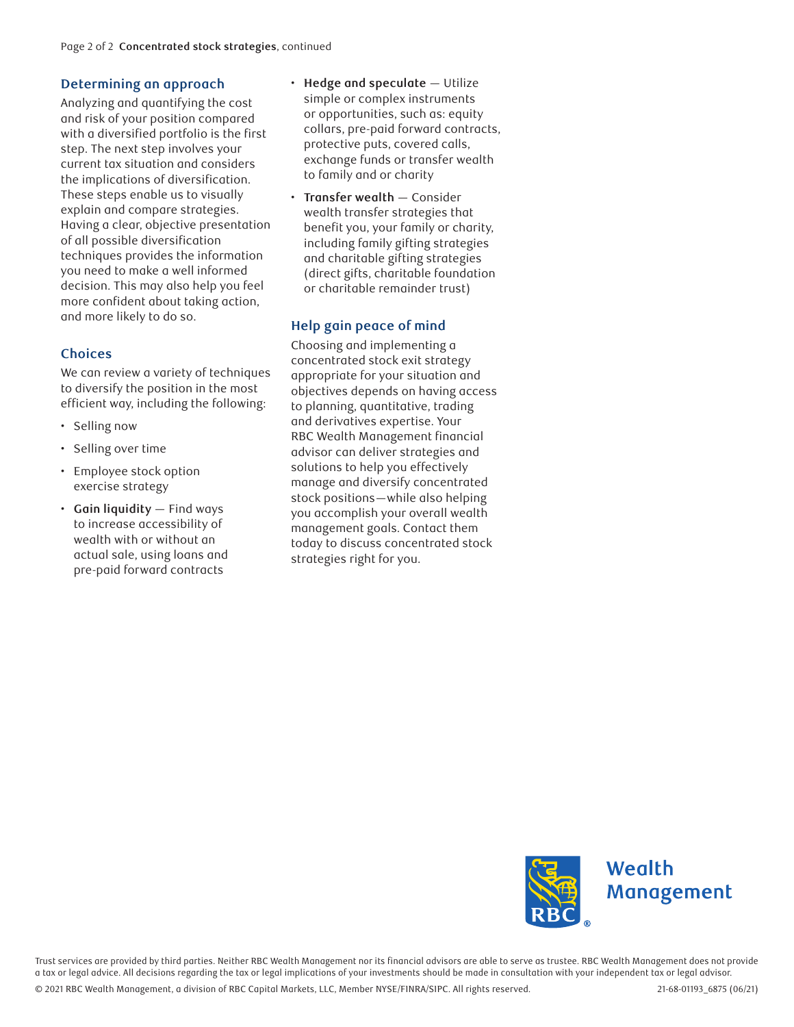## Determining an approach

Analyzing and quantifying the cost and risk of your position compared with a diversified portfolio is the first step. The next step involves your current tax situation and considers the implications of diversification. These steps enable us to visually explain and compare strategies. Having a clear, objective presentation of all possible diversification techniques provides the information you need to make a well informed decision. This may also help you feel more confident about taking action, and more likely to do so.

## Choices

We can review a variety of techniques to diversify the position in the most efficient way, including the following:

- Selling now
- Selling over time
- Employee stock option exercise strategy
- **Gain liquidity** — Find ways to increase accessibility of wealth with or without an actual sale, using loans and pre-paid forward contracts
- **Hedge and speculate** — Utilize simple or complex instruments or opportunities, such as: equity collars, pre-paid forward contracts, protective puts, covered calls, exchange funds or transfer wealth to family and or charity
- **Transfer wealth** — Consider wealth transfer strategies that benefit you, your family or charity, including family gifting strategies and charitable gifting strategies (direct gifts, charitable foundation or charitable remainder trust)

## Help gain peace of mind

Choosing and implementing a concentrated stock exit strategy appropriate for your situation and objectives depends on having access to planning, quantitative, trading and derivatives expertise. Your RBC Wealth Management financial advisor can deliver strategies and solutions to help you effectively manage and diversify concentrated stock positions—while also helping you accomplish your overall wealth management goals. Contact them today to discuss concentrated stock strategies right for you.

RBC Wealth Management

Trust services are provided by third parties. Neither RBC Wealth Management nor its financial advisors are able to serve as trustee. RBC Wealth Management does not provide a tax or legal advice. All decisions regarding the tax or legal implications of your investments should be made in consultation with your independent tax or legal advisor.

© 2021 RBC Wealth Management, a division of RBC Capital Markets, LLC, Member NYSE/FINRA/SIPC. All rights reserved. 21-68-01193_6875 (06/21)